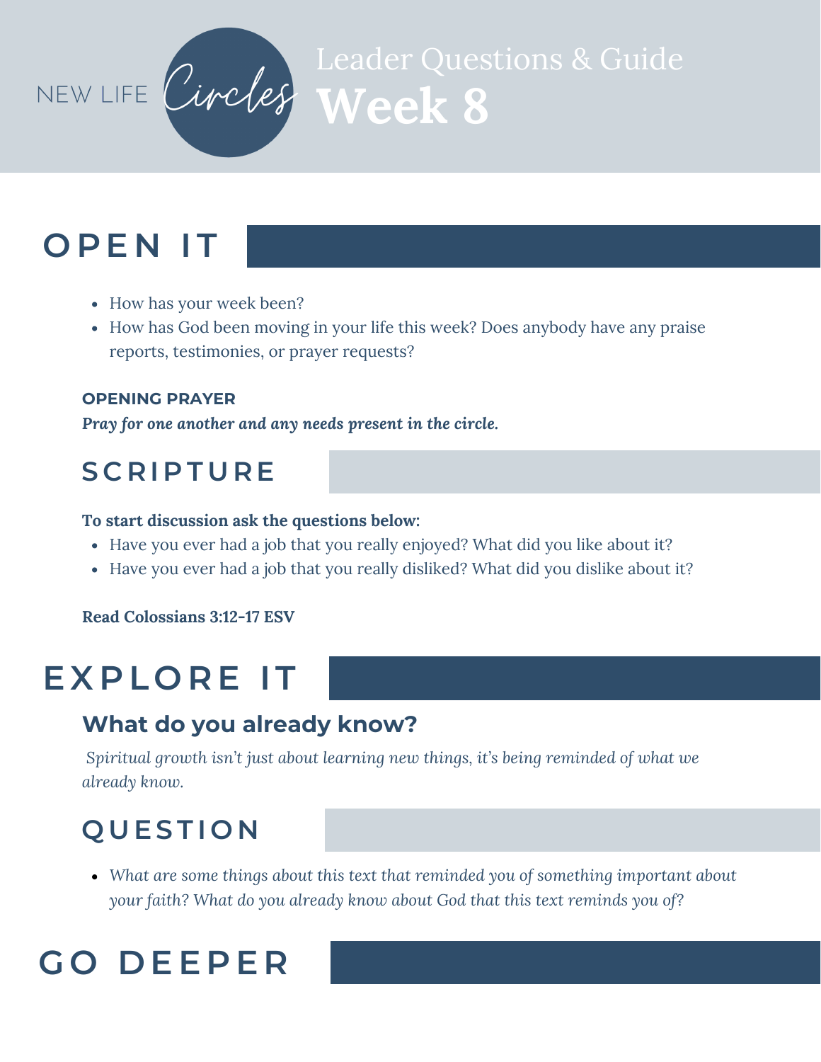NEW LIFE *Circles*

# Leader Questions & Guide
# Week 8

## OPEN IT

- How has your week been?
- How has God been moving in your life this week? Does anybody have any praise reports, testimonies, or prayer requests?

**OPENING PRAYER**

***Pray for one another and any needs present in the circle.***

## SCRIPTURE

**To start discussion ask the questions below:**

- Have you ever had a job that you really enjoyed? What did you like about it?
- Have you ever had a job that you really disliked? What did you dislike about it?

**Read Colossians 3:12-17 ESV**

## EXPLORE IT

### What do you already know?

*Spiritual growth isn't just about learning new things, it's being reminded of what we already know.*

## QUESTION

- *What are some things about this text that reminded you of something important about your faith? What do you already know about God that this text reminds you of?*

## GO DEEPER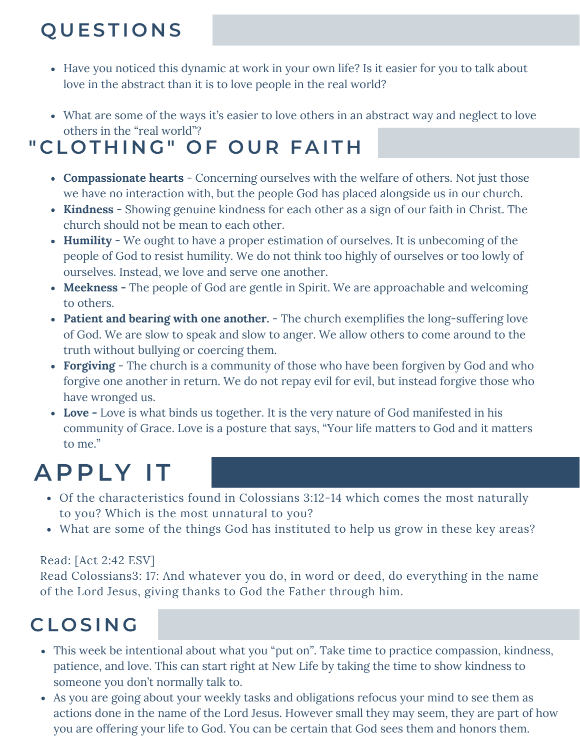## QUESTIONS

- Have you noticed this dynamic at work in your own life? Is it easier for you to talk about love in the abstract than it is to love people in the real world?
- What are some of the ways it's easier to love others in an abstract way and neglect to love others in the "real world"?

## "CLOTHING" OF OUR FAITH

- **Compassionate hearts** - Concerning ourselves with the welfare of others. Not just those we have no interaction with, but the people God has placed alongside us in our church.
- **Kindness** - Showing genuine kindness for each other as a sign of our faith in Christ. The church should not be mean to each other.
- **Humility** - We ought to have a proper estimation of ourselves. It is unbecoming of the people of God to resist humility. We do not think too highly of ourselves or too lowly of ourselves. Instead, we love and serve one another.
- **Meekness -** The people of God are gentle in Spirit. We are approachable and welcoming to others.
- **Patient and bearing with one another.** - The church exemplifies the long-suffering love of God. We are slow to speak and slow to anger. We allow others to come around to the truth without bullying or coercing them.
- **Forgiving** - The church is a community of those who have been forgiven by God and who forgive one another in return. We do not repay evil for evil, but instead forgive those who have wronged us.
- **Love -** Love is what binds us together. It is the very nature of God manifested in his community of Grace. Love is a posture that says, "Your life matters to God and it matters to me."

## APPLY IT

- Of the characteristics found in Colossians 3:12-14 which comes the most naturally to you? Which is the most unnatural to you?
- What are some of the things God has instituted to help us grow in these key areas?

Read: [Act 2:42 ESV]
Read Colossians3: 17: And whatever you do, in word or deed, do everything in the name of the Lord Jesus, giving thanks to God the Father through him.

## CLOSING

- This week be intentional about what you "put on". Take time to practice compassion, kindness, patience, and love. This can start right at New Life by taking the time to show kindness to someone you don't normally talk to.
- As you are going about your weekly tasks and obligations refocus your mind to see them as actions done in the name of the Lord Jesus. However small they may seem, they are part of how you are offering your life to God. You can be certain that God sees them and honors them.